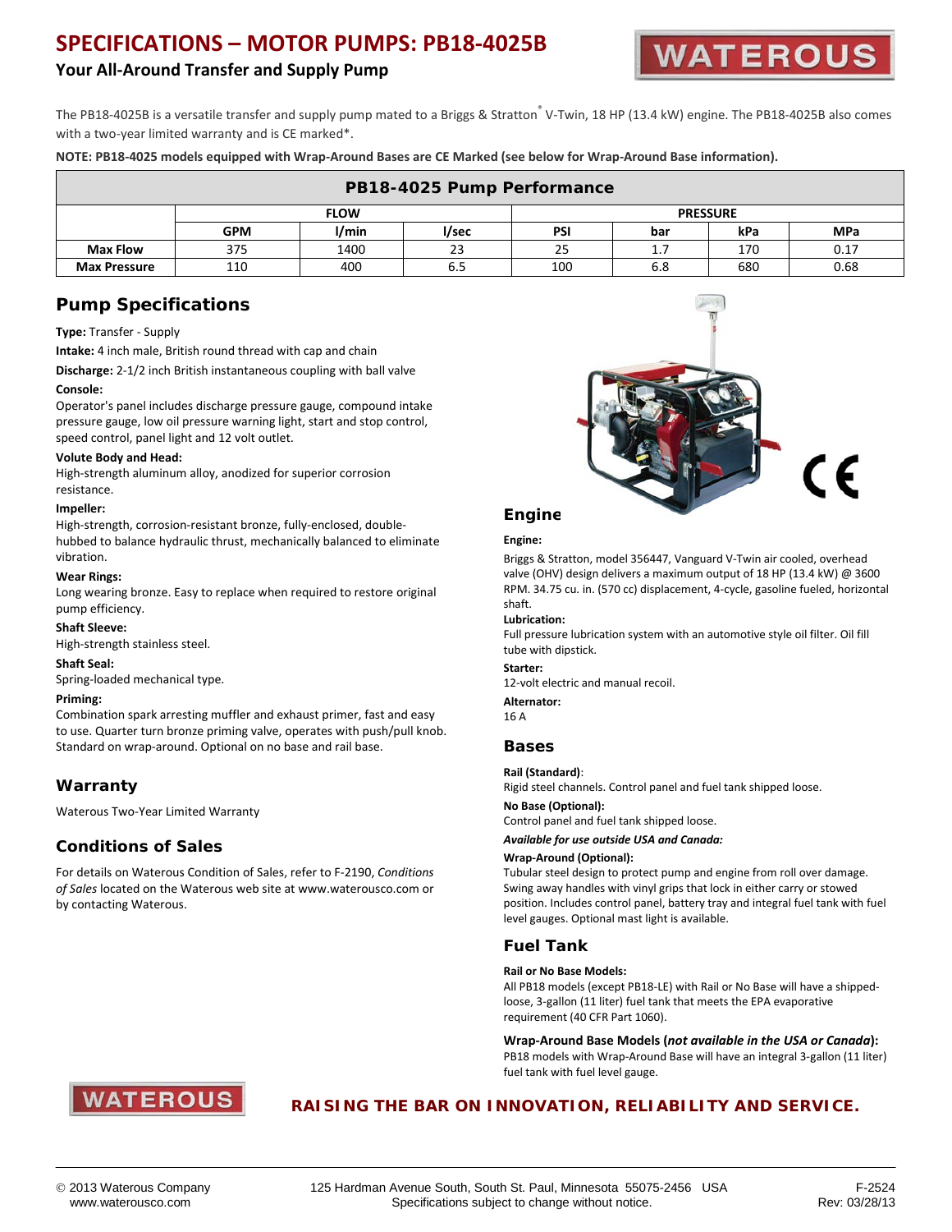# SPECIFICATIONS – MOTOR PUMPS: PB18-4025B

## Your All-Around Transfer and Supply Pump

The PB18-4025B is a versatile transfer and supply pump mated to a Briggs & Stratton® V-Twin, 18 HP (13.4 kW) engine. The PB18-4025B also comes with a two-year limited warranty and is CE marked*.

**NOTE: PB18-4025 models equipped with Wrap-Around Bases are CE Marked (see below for Wrap-Around Base information).**

| PB18-4025 Pump Performance | | | | | | | |
|---|---|---|---|---|---|---|---|
| | FLOW | | | PRESSURE | | | |
| | GPM | l/min | l/sec | PSI | bar | kPa | MPa |
| **Max Flow** | 375 | 1400 | 23 | 25 | 1.7 | 170 | 0.17 |
| **Max Pressure** | 110 | 400 | 6.5 | 100 | 6.8 | 680 | 0.68 |

## Pump Specifications

**Type:** Transfer - Supply

**Intake:** 4 inch male, British round thread with cap and chain

**Discharge:** 2-1/2 inch British instantaneous coupling with ball valve

**Console:**
Operator's panel includes discharge pressure gauge, compound intake pressure gauge, low oil pressure warning light, start and stop control, speed control, panel light and 12 volt outlet.

**Volute Body and Head:**
High-strength aluminum alloy, anodized for superior corrosion resistance.

**Impeller:**
High-strength, corrosion-resistant bronze, fully-enclosed, double-hubbed to balance hydraulic thrust, mechanically balanced to eliminate vibration.

**Wear Rings:**
Long wearing bronze. Easy to replace when required to restore original pump efficiency.

**Shaft Sleeve:**
High-strength stainless steel.

**Shaft Seal:**
Spring-loaded mechanical type.

**Priming:**
Combination spark arresting muffler and exhaust primer, fast and easy to use. Quarter turn bronze priming valve, operates with push/pull knob. Standard on wrap-around. Optional on no base and rail base.

## Warranty

Waterous Two-Year Limited Warranty

## Conditions of Sales

For details on Waterous Condition of Sales, refer to F-2190, *Conditions of Sales* located on the Waterous web site at www.waterousco.com or by contacting Waterous.

## Engine

**Engine:**
Briggs & Stratton, model 356447, Vanguard V-Twin air cooled, overhead valve (OHV) design delivers a maximum output of 18 HP (13.4 kW) @ 3600 RPM. 34.75 cu. in. (570 cc) displacement, 4-cycle, gasoline fueled, horizontal shaft.

**Lubrication:**
Full pressure lubrication system with an automotive style oil filter. Oil fill tube with dipstick.

**Starter:**
12-volt electric and manual recoil.

**Alternator:**
16 A

## Bases

**Rail (Standard)**:
Rigid steel channels. Control panel and fuel tank shipped loose.

**No Base (Optional):**
Control panel and fuel tank shipped loose.

***Available for use outside USA and Canada:***

**Wrap-Around (Optional):**
Tubular steel design to protect pump and engine from roll over damage. Swing away handles with vinyl grips that lock in either carry or stowed position. Includes control panel, battery tray and integral fuel tank with fuel level gauges. Optional mast light is available.

## Fuel Tank

**Rail or No Base Models:**
All PB18 models (except PB18-LE) with Rail or No Base will have a shipped-loose, 3-gallon (11 liter) fuel tank that meets the EPA evaporative requirement (40 CFR Part 1060).

**Wrap-Around Base Models (*not available in the USA or Canada*):**
PB18 models with Wrap-Around Base will have an integral 3-gallon (11 liter) fuel tank with fuel level gauge.

**RAISING THE BAR ON INNOVATION, RELIABILITY AND SERVICE.**

© 2013 Waterous Company
www.waterousco.com

125 Hardman Avenue South, South St. Paul, Minnesota 55075-2456 USA
Specifications subject to change without notice.

F-2524
Rev: 03/28/13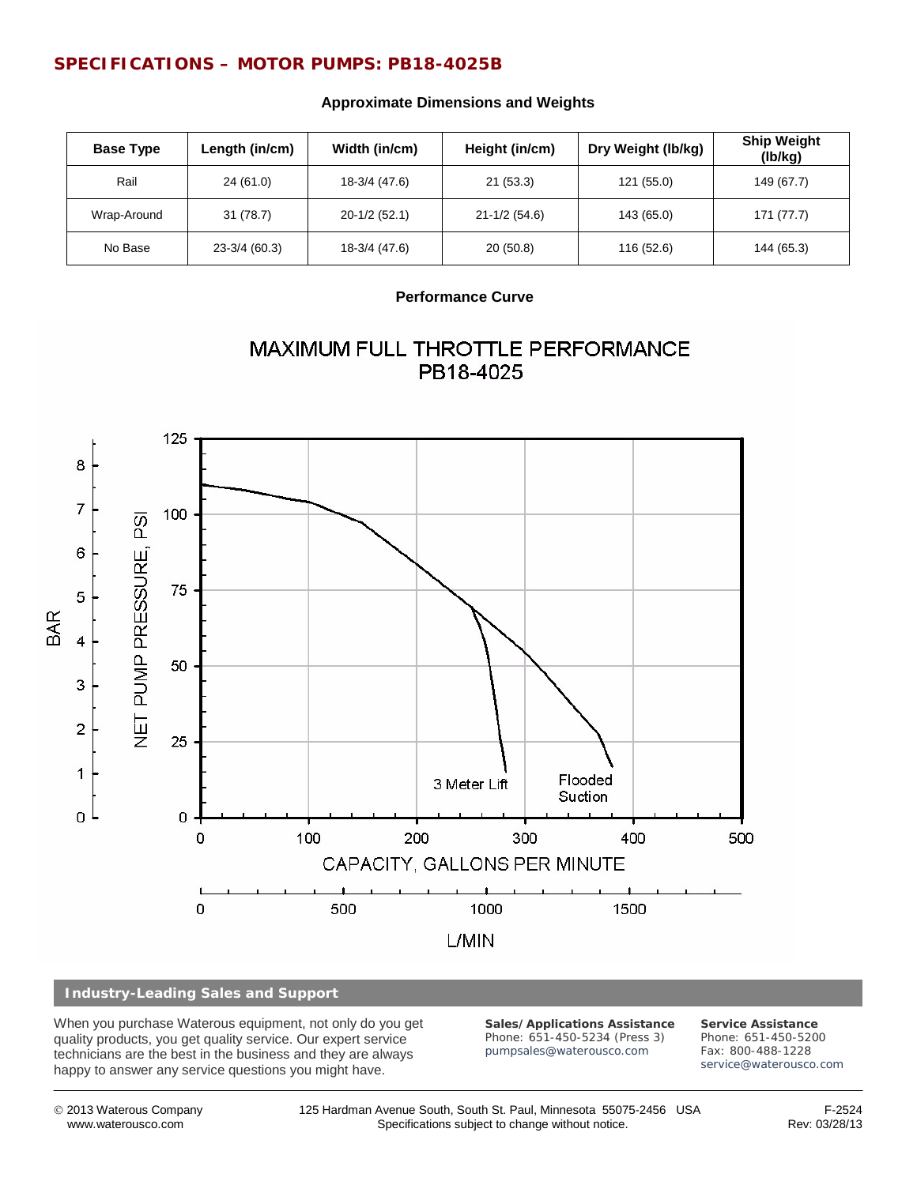## SPECIFICATIONS – MOTOR PUMPS: PB18-4025B

### Approximate Dimensions and Weights

| Base Type | Length (in/cm) | Width (in/cm) | Height (in/cm) | Dry Weight (lb/kg) | Ship Weight (lb/kg) |
|---|---|---|---|---|---|
| Rail | 24 (61.0) | 18-3/4 (47.6) | 21 (53.3) | 121 (55.0) | 149 (67.7) |
| Wrap-Around | 31 (78.7) | 20-1/2 (52.1) | 21-1/2 (54.6) | 143 (65.0) | 171 (77.7) |
| No Base | 23-3/4 (60.3) | 18-3/4 (47.6) | 20 (50.8) | 116 (52.6) | 144 (65.3) |

### Performance Curve

MAXIMUM FULL THROTTLE PERFORMANCE
PB18-4025

BAR: 0, 1, 2, 3, 4, 5, 6, 7, 8

NET PUMP PRESSURE, PSI: 0, 25, 50, 75, 100, 125

CAPACITY, GALLONS PER MINUTE: 0, 100, 200, 300, 400, 500

L/MIN: 0, 500, 1000, 1500

3 Meter Lift

Flooded Suction

### Industry-Leading Sales and Support

When you purchase Waterous equipment, not only do you get quality products, you get quality service. Our expert service technicians are the best in the business and they are always happy to answer any service questions you might have.

**Sales/Applications Assistance**
Phone: 651-450-5234 (Press 3)
pumpsales@waterousco.com

**Service Assistance**
Phone: 651-450-5200
Fax: 800-488-1228
service@waterousco.com

© 2013 Waterous Company
www.waterousco.com

125 Hardman Avenue South, South St. Paul, Minnesota 55075-2456 USA
Specifications subject to change without notice.

F-2524
Rev: 03/28/13